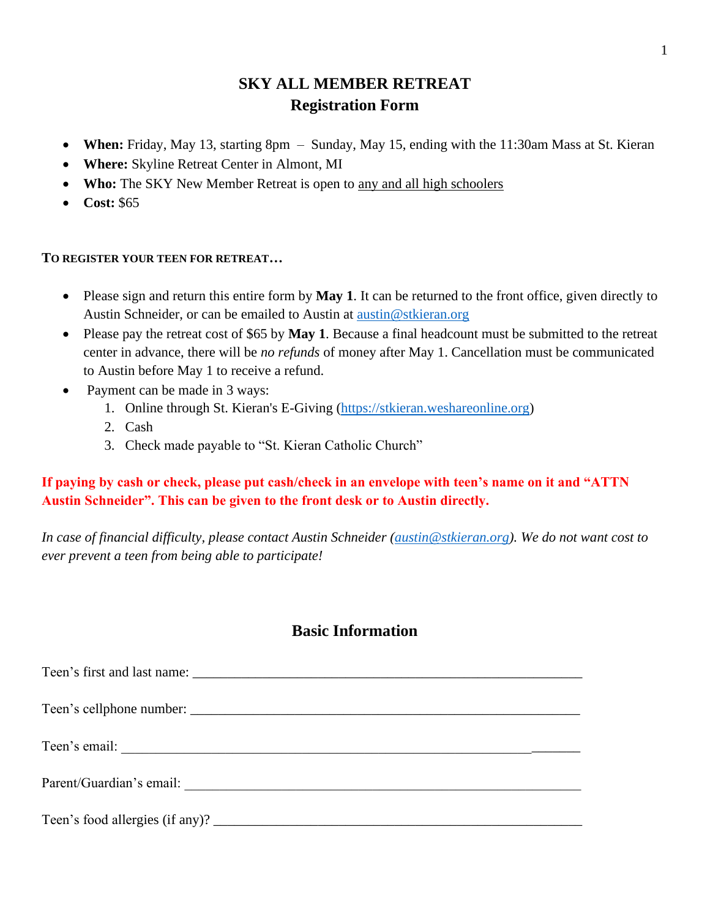# SKY ALL MEMBER RETREAT
## Registration Form

- **When:** Friday, May 13, starting 8pm – Sunday, May 15, ending with the 11:30am Mass at St. Kieran
- **Where:** Skyline Retreat Center in Almont, MI
- **Who:** The SKY New Member Retreat is open to any and all high schoolers
- **Cost:** $65

**TO REGISTER YOUR TEEN FOR RETREAT…**

- Please sign and return this entire form by **May 1**. It can be returned to the front office, given directly to Austin Schneider, or can be emailed to Austin at austin@stkieran.org
- Please pay the retreat cost of $65 by **May 1**. Because a final headcount must be submitted to the retreat center in advance, there will be *no refunds* of money after May 1. Cancellation must be communicated to Austin before May 1 to receive a refund.
- Payment can be made in 3 ways:
  1. Online through St. Kieran's E-Giving (https://stkieran.weshareonline.org)
  2. Cash
  3. Check made payable to "St. Kieran Catholic Church"

**If paying by cash or check, please put cash/check in an envelope with teen's name on it and "ATTN Austin Schneider". This can be given to the front desk or to Austin directly.**

*In case of financial difficulty, please contact Austin Schneider (austin@stkieran.org). We do not want cost to ever prevent a teen from being able to participate!*

## Basic Information

Teen's first and last name: ___________________________________________________________

Teen's cellphone number: ___________________________________________________________

Teen's email: ____________________________________________________________________

Parent/Guardian's email: ___________________________________________________________

Teen's food allergies (if any)? _______________________________________________________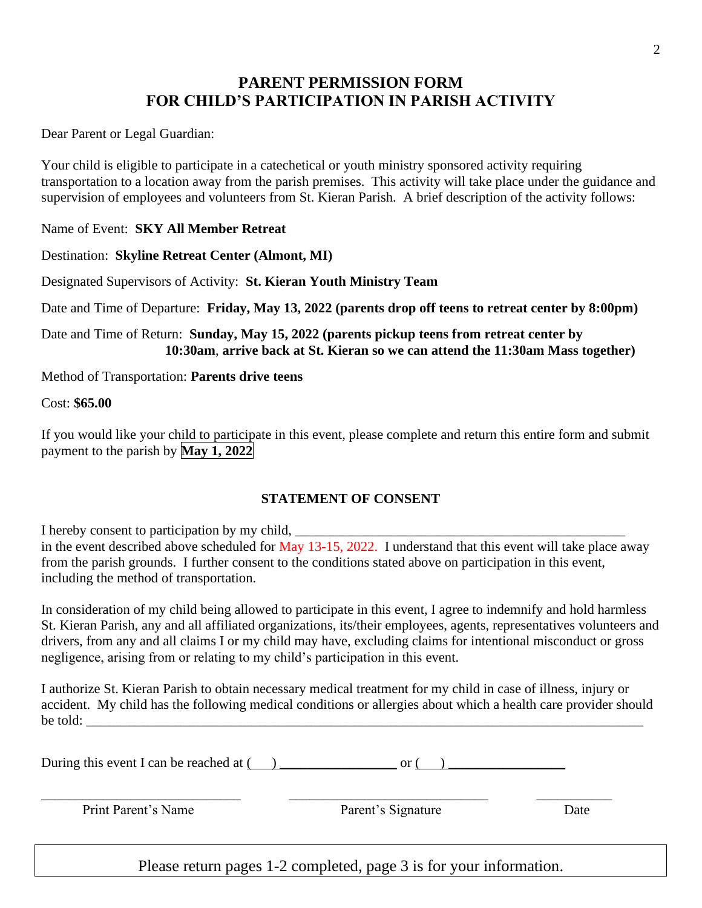# PARENT PERMISSION FORM
# FOR CHILD'S PARTICIPATION IN PARISH ACTIVITY

Dear Parent or Legal Guardian:

Your child is eligible to participate in a catechetical or youth ministry sponsored activity requiring transportation to a location away from the parish premises. This activity will take place under the guidance and supervision of employees and volunteers from St. Kieran Parish. A brief description of the activity follows:

Name of Event: **SKY All Member Retreat**

Destination: **Skyline Retreat Center (Almont, MI)**

Designated Supervisors of Activity: **St. Kieran Youth Ministry Team**

Date and Time of Departure: **Friday, May 13, 2022 (parents drop off teens to retreat center by 8:00pm)**

Date and Time of Return: **Sunday, May 15, 2022 (parents pickup teens from retreat center by 10:30am**, **arrive back at St. Kieran so we can attend the 11:30am Mass together)**

Method of Transportation: **Parents drive teens**

Cost: **$65.00**

If you would like your child to participate in this event, please complete and return this entire form and submit payment to the parish by **May 1, 2022**

## STATEMENT OF CONSENT

I hereby consent to participation by my child, ___________________________________________________
in the event described above scheduled for May 13-15, 2022. I understand that this event will take place away from the parish grounds. I further consent to the conditions stated above on participation in this event, including the method of transportation.

In consideration of my child being allowed to participate in this event, I agree to indemnify and hold harmless St. Kieran Parish, any and all affiliated organizations, its/their employees, agents, representatives volunteers and drivers, from any and all claims I or my child may have, excluding claims for intentional misconduct or gross negligence, arising from or relating to my child's participation in this event.

I authorize St. Kieran Parish to obtain necessary medical treatment for my child in case of illness, injury or accident. My child has the following medical conditions or allergies about which a health care provider should be told: ___________________________________________________________________________________

During this event I can be reached at (___) _________________ or (___) _________________

_____________________________ _____________________________ ___________
Print Parent's Name Parent's Signature Date

Please return pages 1-2 completed, page 3 is for your information.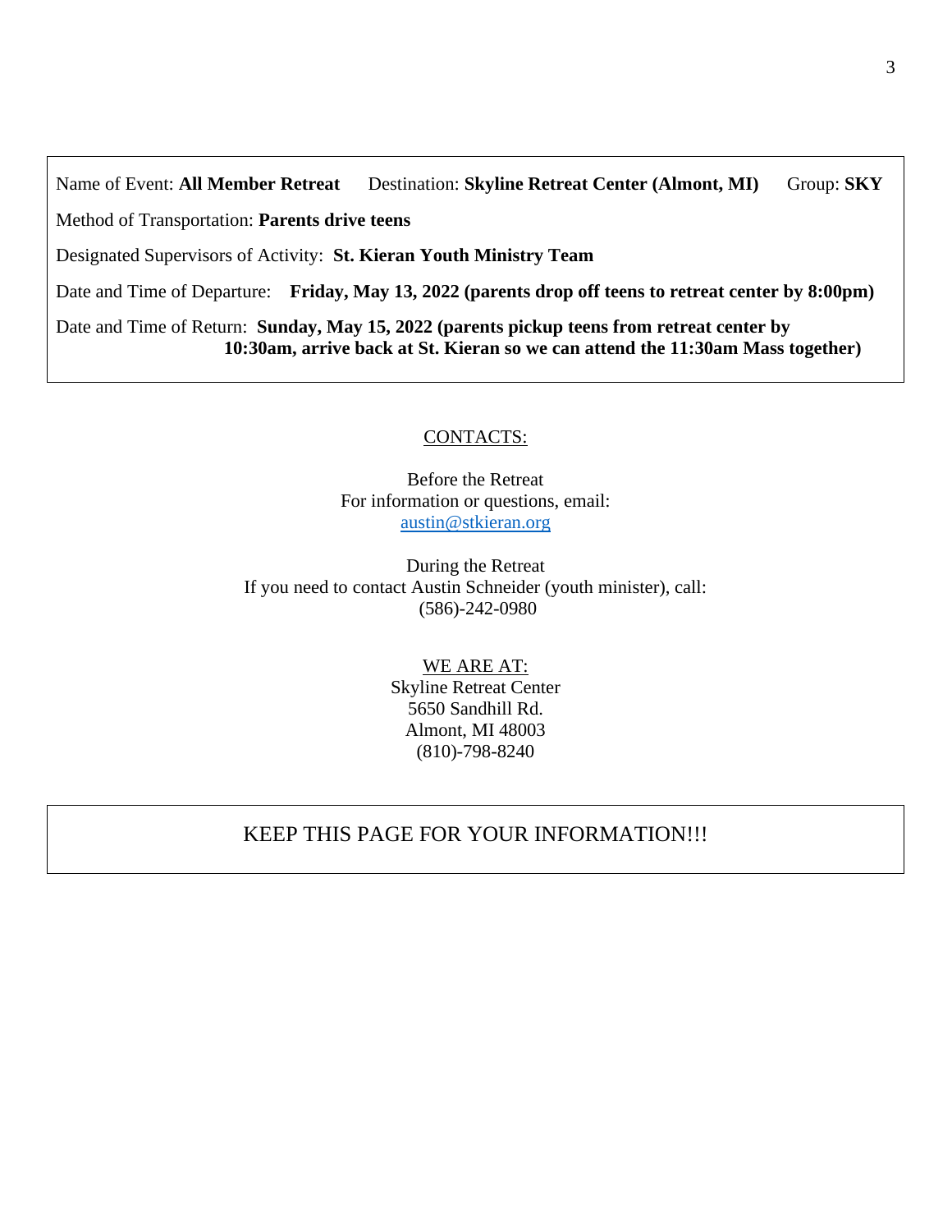Name of Event: **All Member Retreat** Destination: **Skyline Retreat Center (Almont, MI)** Group: **SKY**

Method of Transportation: **Parents drive teens**

Designated Supervisors of Activity: **St. Kieran Youth Ministry Team**

Date and Time of Departure: **Friday, May 13, 2022 (parents drop off teens to retreat center by 8:00pm)**

Date and Time of Return: **Sunday, May 15, 2022 (parents pickup teens from retreat center by 10:30am, arrive back at St. Kieran so we can attend the 11:30am Mass together)**

CONTACTS:

Before the Retreat
For information or questions, email:
austin@stkieran.org

During the Retreat
If you need to contact Austin Schneider (youth minister), call:
(586)-242-0980

WE ARE AT:
Skyline Retreat Center
5650 Sandhill Rd.
Almont, MI 48003
(810)-798-8240

KEEP THIS PAGE FOR YOUR INFORMATION!!!